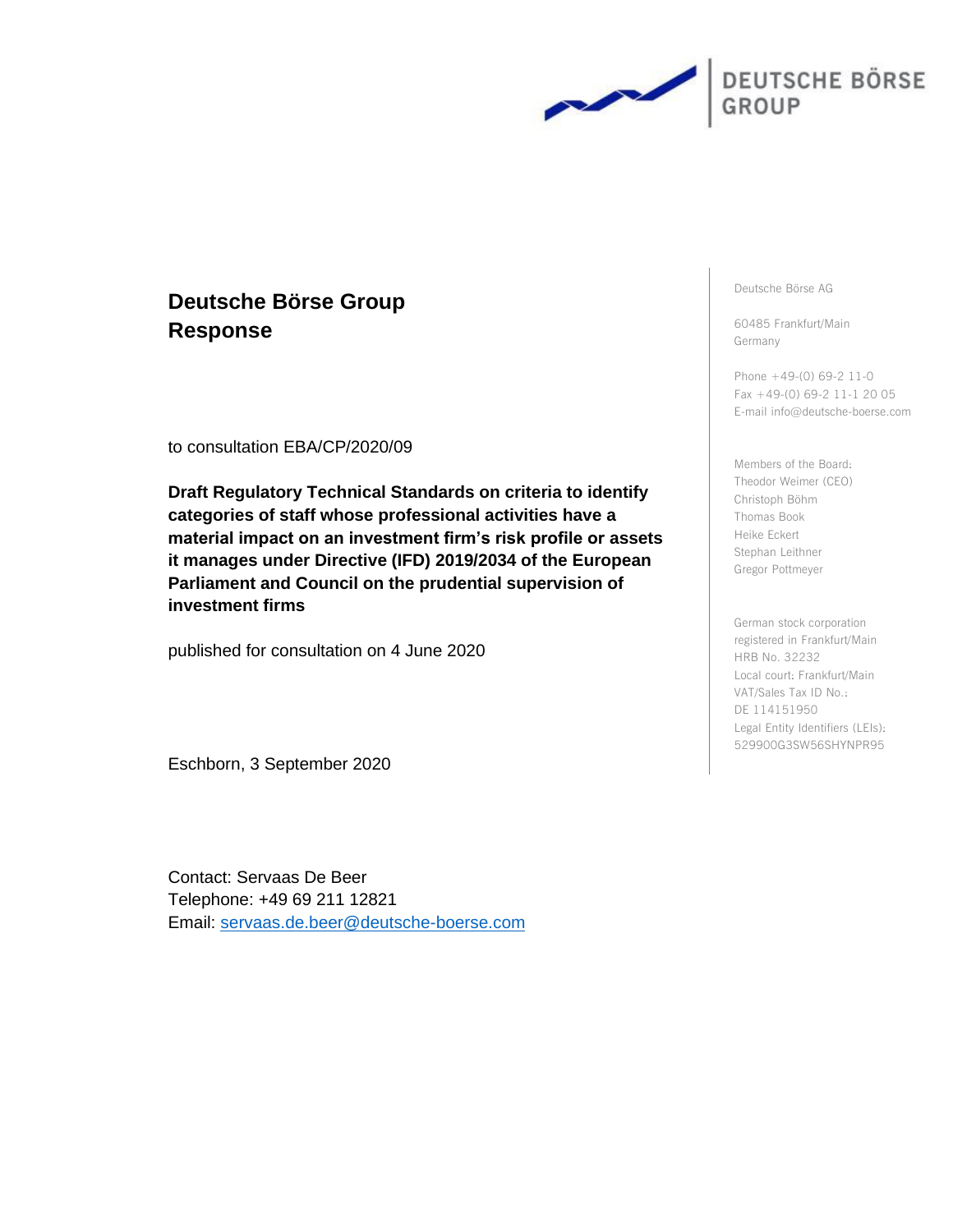DEUTSCHE BÖRSE GROUP

# Deutsche Börse Group Response

to consultation EBA/CP/2020/09

**Draft Regulatory Technical Standards on criteria to identify categories of staff whose professional activities have a material impact on an investment firm's risk profile or assets it manages under Directive (IFD) 2019/2034 of the European Parliament and Council on the prudential supervision of investment firms**

published for consultation on 4 June 2020

Eschborn, 3 September 2020

Contact: Servaas De Beer
Telephone: +49 69 211 12821
Email: servaas.de.beer@deutsche-boerse.com

Deutsche Börse AG

60485 Frankfurt/Main
Germany

Phone +49-(0) 69-2 11-0
Fax +49-(0) 69-2 11-1 20 05
E-mail info@deutsche-boerse.com

Members of the Board:
Theodor Weimer (CEO)
Christoph Böhm
Thomas Book
Heike Eckert
Stephan Leithner
Gregor Pottmeyer

German stock corporation
registered in Frankfurt/Main
HRB No. 32232
Local court: Frankfurt/Main
VAT/Sales Tax ID No.:
DE 114151950
Legal Entity Identifiers (LEIs):
529900G3SW56SHYNPR95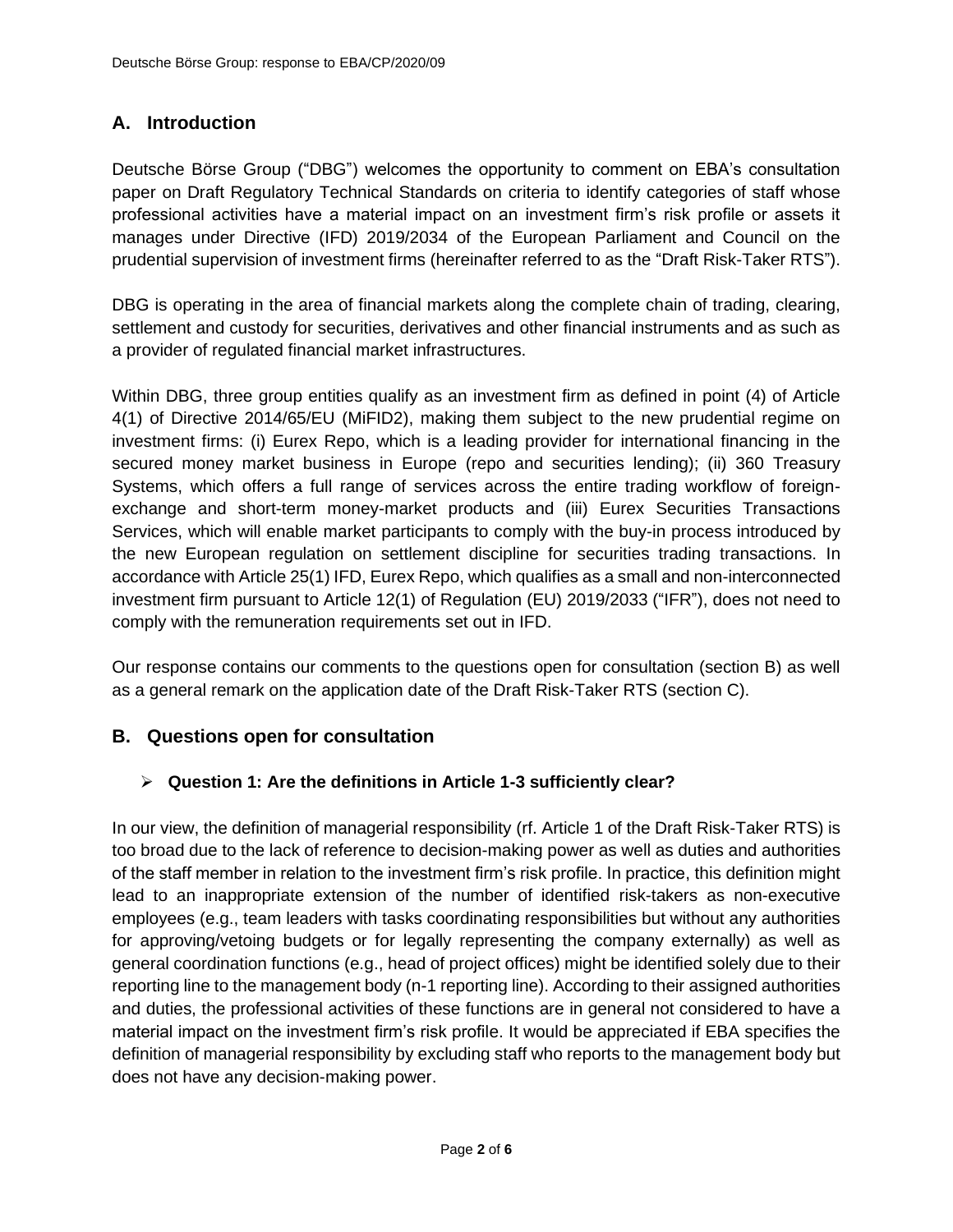## A. Introduction

Deutsche Börse Group ("DBG") welcomes the opportunity to comment on EBA's consultation paper on Draft Regulatory Technical Standards on criteria to identify categories of staff whose professional activities have a material impact on an investment firm's risk profile or assets it manages under Directive (IFD) 2019/2034 of the European Parliament and Council on the prudential supervision of investment firms (hereinafter referred to as the "Draft Risk-Taker RTS").

DBG is operating in the area of financial markets along the complete chain of trading, clearing, settlement and custody for securities, derivatives and other financial instruments and as such as a provider of regulated financial market infrastructures.

Within DBG, three group entities qualify as an investment firm as defined in point (4) of Article 4(1) of Directive 2014/65/EU (MiFID2), making them subject to the new prudential regime on investment firms: (i) Eurex Repo, which is a leading provider for international financing in the secured money market business in Europe (repo and securities lending); (ii) 360 Treasury Systems, which offers a full range of services across the entire trading workflow of foreign-exchange and short-term money-market products and (iii) Eurex Securities Transactions Services, which will enable market participants to comply with the buy-in process introduced by the new European regulation on settlement discipline for securities trading transactions. In accordance with Article 25(1) IFD, Eurex Repo, which qualifies as a small and non-interconnected investment firm pursuant to Article 12(1) of Regulation (EU) 2019/2033 ("IFR"), does not need to comply with the remuneration requirements set out in IFD.

Our response contains our comments to the questions open for consultation (section B) as well as a general remark on the application date of the Draft Risk-Taker RTS (section C).

## B. Questions open for consultation

- **Question 1: Are the definitions in Article 1-3 sufficiently clear?**

In our view, the definition of managerial responsibility (rf. Article 1 of the Draft Risk-Taker RTS) is too broad due to the lack of reference to decision-making power as well as duties and authorities of the staff member in relation to the investment firm's risk profile. In practice, this definition might lead to an inappropriate extension of the number of identified risk-takers as non-executive employees (e.g., team leaders with tasks coordinating responsibilities but without any authorities for approving/vetoing budgets or for legally representing the company externally) as well as general coordination functions (e.g., head of project offices) might be identified solely due to their reporting line to the management body (n-1 reporting line). According to their assigned authorities and duties, the professional activities of these functions are in general not considered to have a material impact on the investment firm's risk profile. It would be appreciated if EBA specifies the definition of managerial responsibility by excluding staff who reports to the management body but does not have any decision-making power.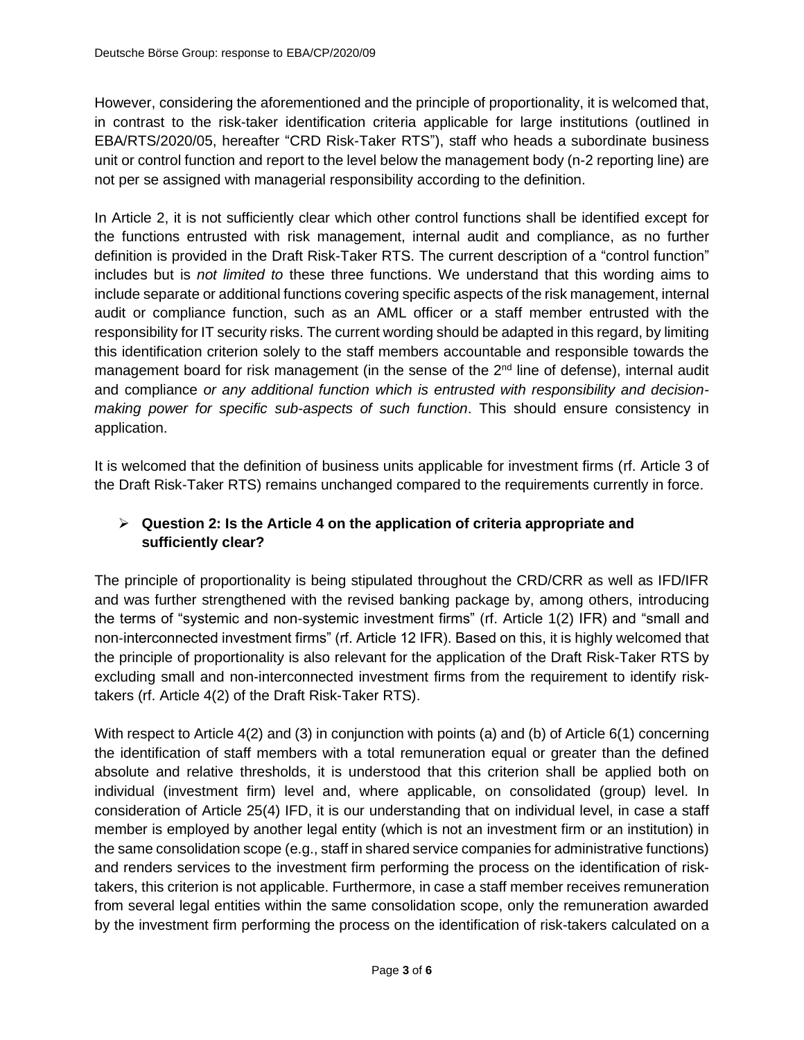However, considering the aforementioned and the principle of proportionality, it is welcomed that, in contrast to the risk-taker identification criteria applicable for large institutions (outlined in EBA/RTS/2020/05, hereafter "CRD Risk-Taker RTS"), staff who heads a subordinate business unit or control function and report to the level below the management body (n-2 reporting line) are not per se assigned with managerial responsibility according to the definition.

In Article 2, it is not sufficiently clear which other control functions shall be identified except for the functions entrusted with risk management, internal audit and compliance, as no further definition is provided in the Draft Risk-Taker RTS. The current description of a "control function" includes but is *not limited to* these three functions. We understand that this wording aims to include separate or additional functions covering specific aspects of the risk management, internal audit or compliance function, such as an AML officer or a staff member entrusted with the responsibility for IT security risks. The current wording should be adapted in this regard, by limiting this identification criterion solely to the staff members accountable and responsible towards the management board for risk management (in the sense of the 2nd line of defense), internal audit and compliance *or any additional function which is entrusted with responsibility and decision-making power for specific sub-aspects of such function*. This should ensure consistency in application.

It is welcomed that the definition of business units applicable for investment firms (rf. Article 3 of the Draft Risk-Taker RTS) remains unchanged compared to the requirements currently in force.

- **Question 2: Is the Article 4 on the application of criteria appropriate and sufficiently clear?**

The principle of proportionality is being stipulated throughout the CRD/CRR as well as IFD/IFR and was further strengthened with the revised banking package by, among others, introducing the terms of "systemic and non-systemic investment firms" (rf. Article 1(2) IFR) and "small and non-interconnected investment firms" (rf. Article 12 IFR). Based on this, it is highly welcomed that the principle of proportionality is also relevant for the application of the Draft Risk-Taker RTS by excluding small and non-interconnected investment firms from the requirement to identify risk-takers (rf. Article 4(2) of the Draft Risk-Taker RTS).

With respect to Article 4(2) and (3) in conjunction with points (a) and (b) of Article 6(1) concerning the identification of staff members with a total remuneration equal or greater than the defined absolute and relative thresholds, it is understood that this criterion shall be applied both on individual (investment firm) level and, where applicable, on consolidated (group) level. In consideration of Article 25(4) IFD, it is our understanding that on individual level, in case a staff member is employed by another legal entity (which is not an investment firm or an institution) in the same consolidation scope (e.g., staff in shared service companies for administrative functions) and renders services to the investment firm performing the process on the identification of risk-takers, this criterion is not applicable. Furthermore, in case a staff member receives remuneration from several legal entities within the same consolidation scope, only the remuneration awarded by the investment firm performing the process on the identification of risk-takers calculated on a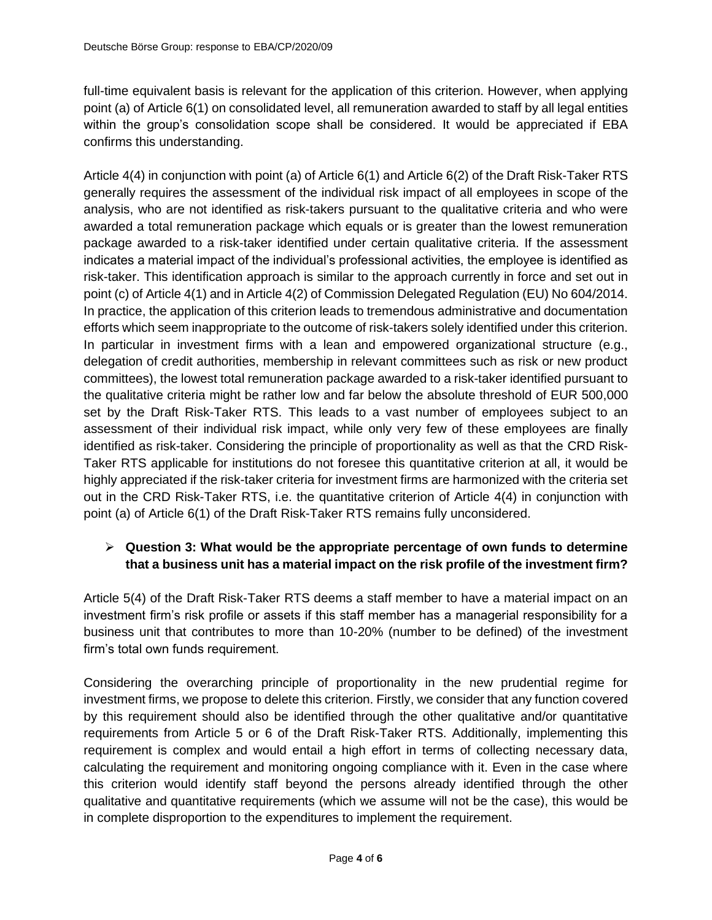full-time equivalent basis is relevant for the application of this criterion. However, when applying point (a) of Article 6(1) on consolidated level, all remuneration awarded to staff by all legal entities within the group's consolidation scope shall be considered. It would be appreciated if EBA confirms this understanding.

Article 4(4) in conjunction with point (a) of Article 6(1) and Article 6(2) of the Draft Risk-Taker RTS generally requires the assessment of the individual risk impact of all employees in scope of the analysis, who are not identified as risk-takers pursuant to the qualitative criteria and who were awarded a total remuneration package which equals or is greater than the lowest remuneration package awarded to a risk-taker identified under certain qualitative criteria. If the assessment indicates a material impact of the individual's professional activities, the employee is identified as risk-taker. This identification approach is similar to the approach currently in force and set out in point (c) of Article 4(1) and in Article 4(2) of Commission Delegated Regulation (EU) No 604/2014. In practice, the application of this criterion leads to tremendous administrative and documentation efforts which seem inappropriate to the outcome of risk-takers solely identified under this criterion. In particular in investment firms with a lean and empowered organizational structure (e.g., delegation of credit authorities, membership in relevant committees such as risk or new product committees), the lowest total remuneration package awarded to a risk-taker identified pursuant to the qualitative criteria might be rather low and far below the absolute threshold of EUR 500,000 set by the Draft Risk-Taker RTS. This leads to a vast number of employees subject to an assessment of their individual risk impact, while only very few of these employees are finally identified as risk-taker. Considering the principle of proportionality as well as that the CRD Risk-Taker RTS applicable for institutions do not foresee this quantitative criterion at all, it would be highly appreciated if the risk-taker criteria for investment firms are harmonized with the criteria set out in the CRD Risk-Taker RTS, i.e. the quantitative criterion of Article 4(4) in conjunction with point (a) of Article 6(1) of the Draft Risk-Taker RTS remains fully unconsidered.

- **Question 3: What would be the appropriate percentage of own funds to determine that a business unit has a material impact on the risk profile of the investment firm?**

Article 5(4) of the Draft Risk-Taker RTS deems a staff member to have a material impact on an investment firm's risk profile or assets if this staff member has a managerial responsibility for a business unit that contributes to more than 10-20% (number to be defined) of the investment firm's total own funds requirement.

Considering the overarching principle of proportionality in the new prudential regime for investment firms, we propose to delete this criterion. Firstly, we consider that any function covered by this requirement should also be identified through the other qualitative and/or quantitative requirements from Article 5 or 6 of the Draft Risk-Taker RTS. Additionally, implementing this requirement is complex and would entail a high effort in terms of collecting necessary data, calculating the requirement and monitoring ongoing compliance with it. Even in the case where this criterion would identify staff beyond the persons already identified through the other qualitative and quantitative requirements (which we assume will not be the case), this would be in complete disproportion to the expenditures to implement the requirement.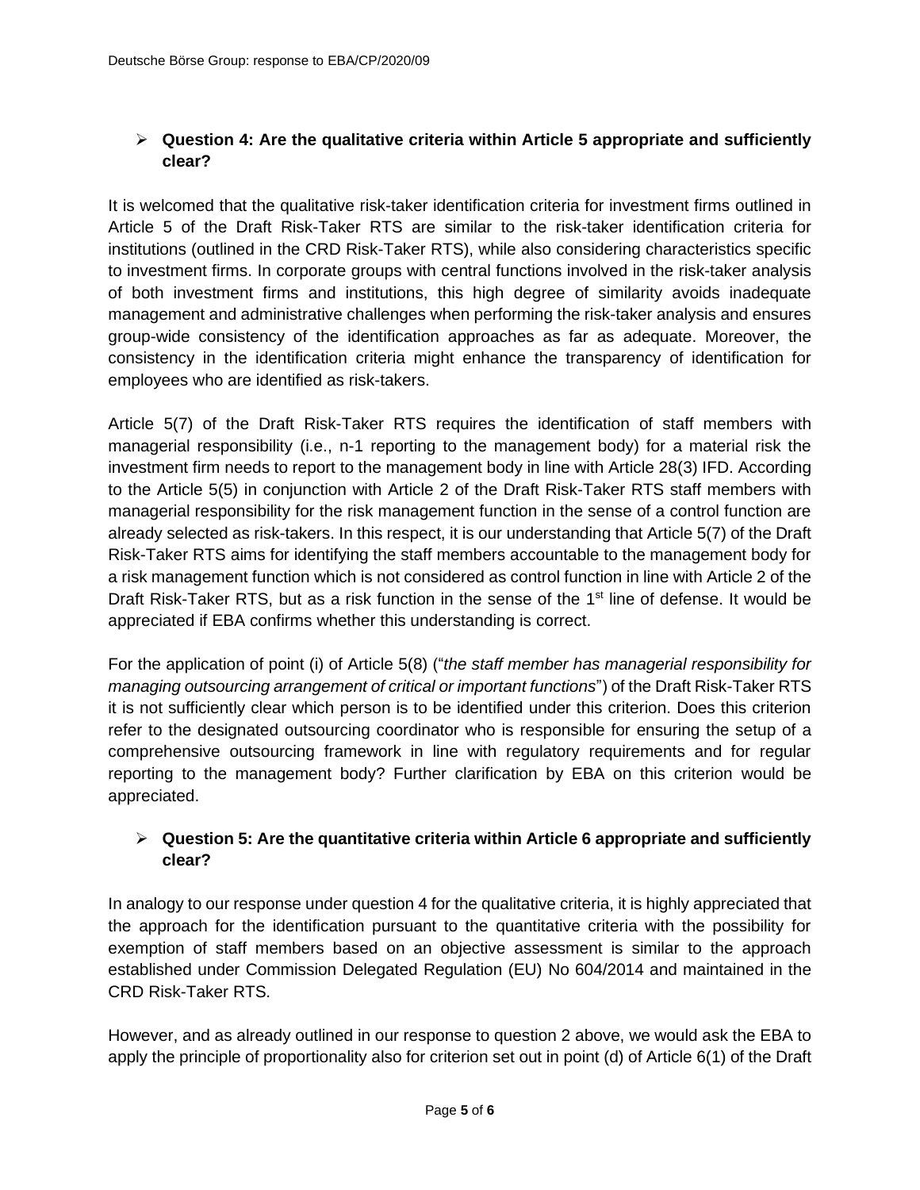- **Question 4: Are the qualitative criteria within Article 5 appropriate and sufficiently clear?**

It is welcomed that the qualitative risk-taker identification criteria for investment firms outlined in Article 5 of the Draft Risk-Taker RTS are similar to the risk-taker identification criteria for institutions (outlined in the CRD Risk-Taker RTS), while also considering characteristics specific to investment firms. In corporate groups with central functions involved in the risk-taker analysis of both investment firms and institutions, this high degree of similarity avoids inadequate management and administrative challenges when performing the risk-taker analysis and ensures group-wide consistency of the identification approaches as far as adequate. Moreover, the consistency in the identification criteria might enhance the transparency of identification for employees who are identified as risk-takers.

Article 5(7) of the Draft Risk-Taker RTS requires the identification of staff members with managerial responsibility (i.e., n-1 reporting to the management body) for a material risk the investment firm needs to report to the management body in line with Article 28(3) IFD. According to the Article 5(5) in conjunction with Article 2 of the Draft Risk-Taker RTS staff members with managerial responsibility for the risk management function in the sense of a control function are already selected as risk-takers. In this respect, it is our understanding that Article 5(7) of the Draft Risk-Taker RTS aims for identifying the staff members accountable to the management body for a risk management function which is not considered as control function in line with Article 2 of the Draft Risk-Taker RTS, but as a risk function in the sense of the 1st line of defense. It would be appreciated if EBA confirms whether this understanding is correct.

For the application of point (i) of Article 5(8) ("*the staff member has managerial responsibility for managing outsourcing arrangement of critical or important functions*") of the Draft Risk-Taker RTS it is not sufficiently clear which person is to be identified under this criterion. Does this criterion refer to the designated outsourcing coordinator who is responsible for ensuring the setup of a comprehensive outsourcing framework in line with regulatory requirements and for regular reporting to the management body? Further clarification by EBA on this criterion would be appreciated.

- **Question 5: Are the quantitative criteria within Article 6 appropriate and sufficiently clear?**

In analogy to our response under question 4 for the qualitative criteria, it is highly appreciated that the approach for the identification pursuant to the quantitative criteria with the possibility for exemption of staff members based on an objective assessment is similar to the approach established under Commission Delegated Regulation (EU) No 604/2014 and maintained in the CRD Risk-Taker RTS.

However, and as already outlined in our response to question 2 above, we would ask the EBA to apply the principle of proportionality also for criterion set out in point (d) of Article 6(1) of the Draft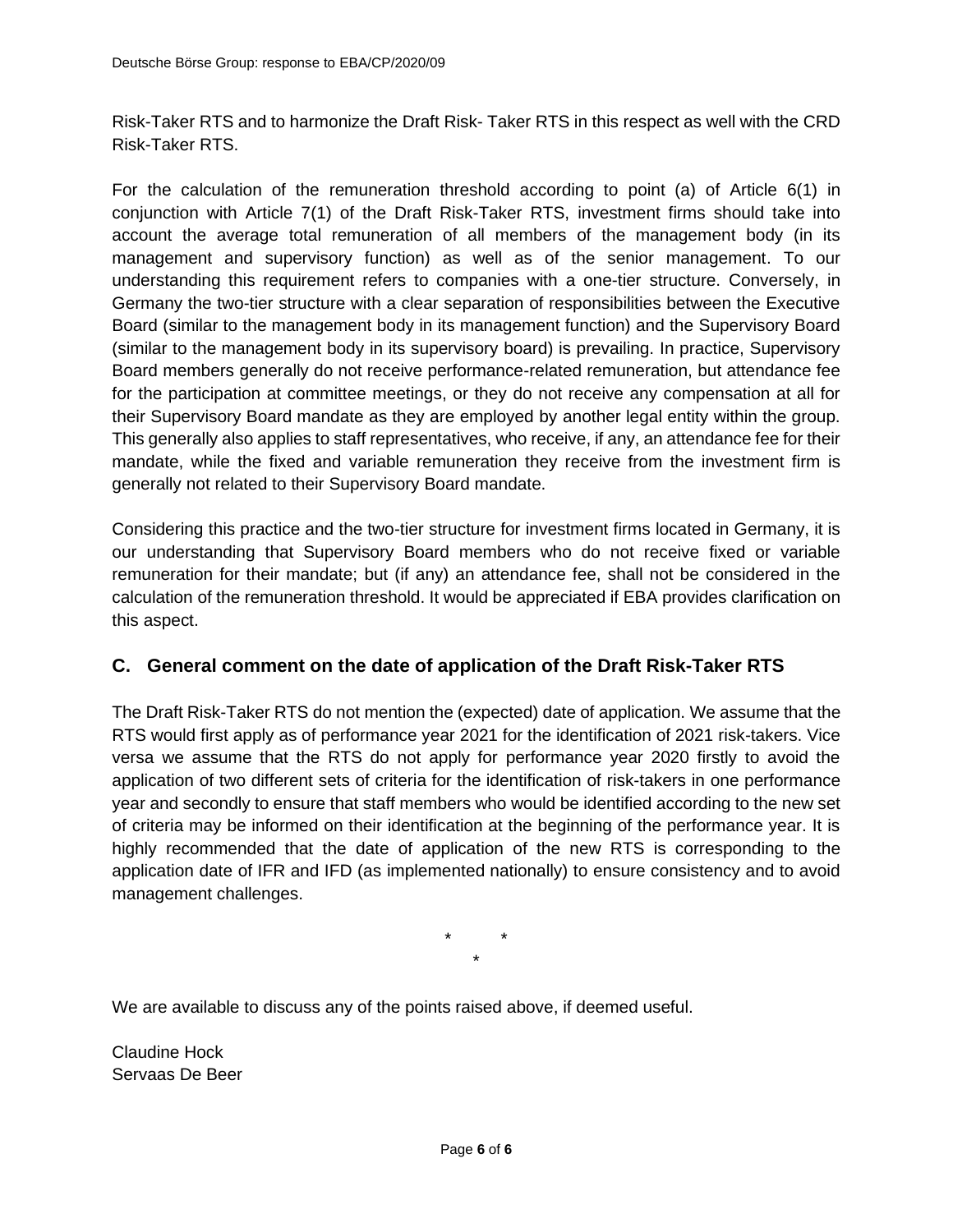Risk-Taker RTS and to harmonize the Draft Risk- Taker RTS in this respect as well with the CRD Risk-Taker RTS.

For the calculation of the remuneration threshold according to point (a) of Article 6(1) in conjunction with Article 7(1) of the Draft Risk-Taker RTS, investment firms should take into account the average total remuneration of all members of the management body (in its management and supervisory function) as well as of the senior management. To our understanding this requirement refers to companies with a one-tier structure. Conversely, in Germany the two-tier structure with a clear separation of responsibilities between the Executive Board (similar to the management body in its management function) and the Supervisory Board (similar to the management body in its supervisory board) is prevailing. In practice, Supervisory Board members generally do not receive performance-related remuneration, but attendance fee for the participation at committee meetings, or they do not receive any compensation at all for their Supervisory Board mandate as they are employed by another legal entity within the group. This generally also applies to staff representatives, who receive, if any, an attendance fee for their mandate, while the fixed and variable remuneration they receive from the investment firm is generally not related to their Supervisory Board mandate.

Considering this practice and the two-tier structure for investment firms located in Germany, it is our understanding that Supervisory Board members who do not receive fixed or variable remuneration for their mandate; but (if any) an attendance fee, shall not be considered in the calculation of the remuneration threshold. It would be appreciated if EBA provides clarification on this aspect.

## C. General comment on the date of application of the Draft Risk-Taker RTS

The Draft Risk-Taker RTS do not mention the (expected) date of application. We assume that the RTS would first apply as of performance year 2021 for the identification of 2021 risk-takers. Vice versa we assume that the RTS do not apply for performance year 2020 firstly to avoid the application of two different sets of criteria for the identification of risk-takers in one performance year and secondly to ensure that staff members who would be identified according to the new set of criteria may be informed on their identification at the beginning of the performance year. It is highly recommended that the date of application of the new RTS is corresponding to the application date of IFR and IFD (as implemented nationally) to ensure consistency and to avoid management challenges.

\* \*
\*

We are available to discuss any of the points raised above, if deemed useful.

Claudine Hock
Servaas De Beer